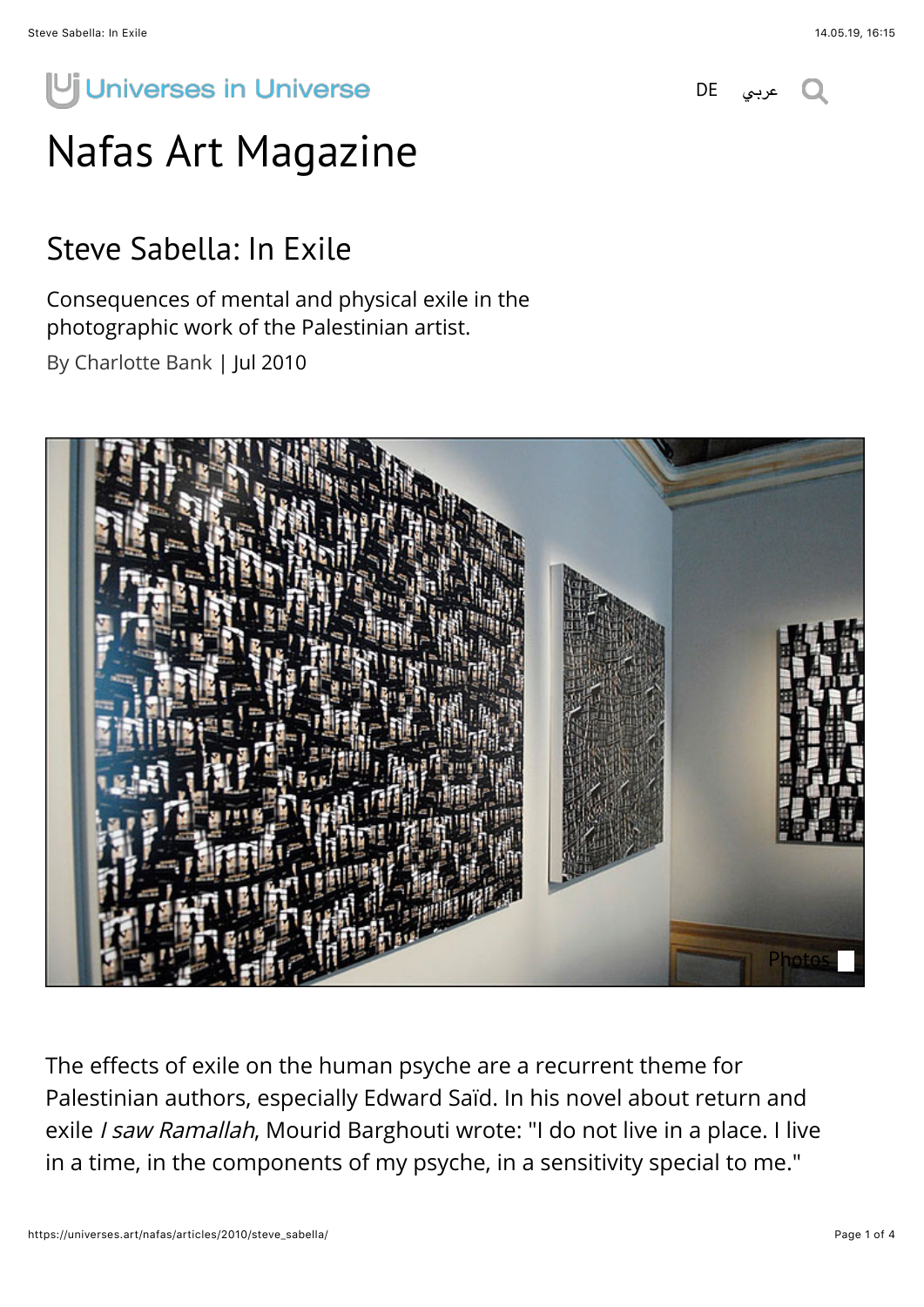Universes in Universe

DE عربي

# Nafas Art Magazine

## Steve Sabella: In Exile

Consequences of mental and physical exile in the photographic work of the Palestinian artist.

By Charlotte Bank | Jul 2010

Photos

The effects of exile on the human psyche are a recurrent theme for Palestinian authors, especially Edward Saïd. In his novel about return and exile *I saw Ramallah*, Mourid Barghouti wrote: "I do not live in a place. I live in a time, in the components of my psyche, in a sensitivity special to me."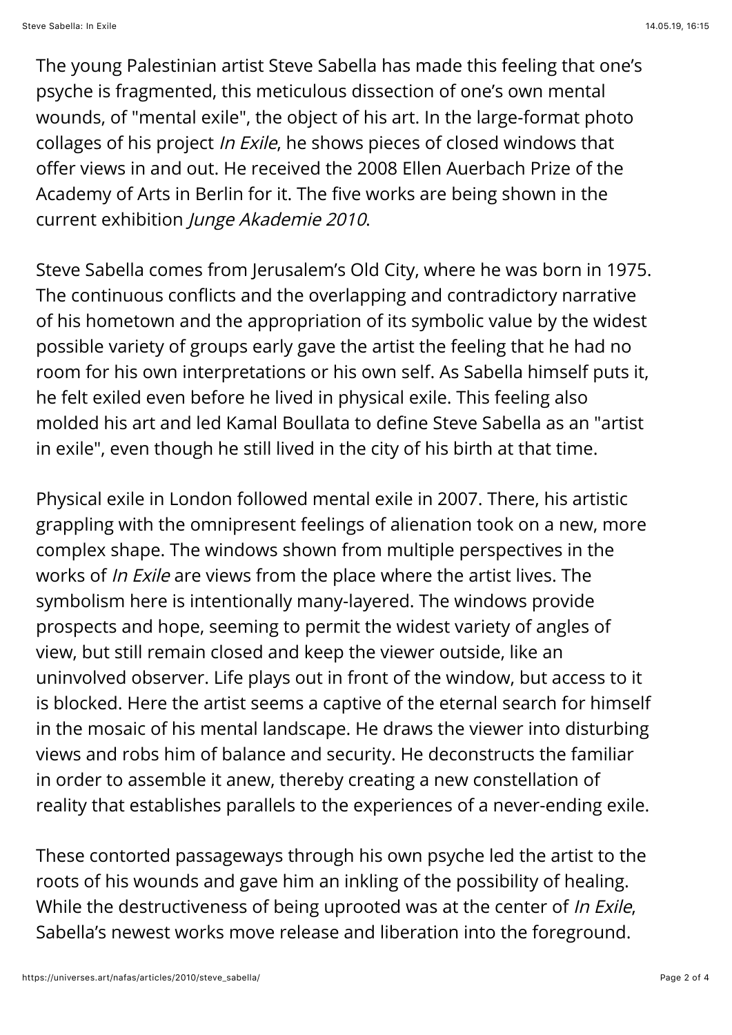The young Palestinian artist Steve Sabella has made this feeling that one's psyche is fragmented, this meticulous dissection of one's own mental wounds, of "mental exile", the object of his art. In the large-format photo collages of his project *In Exile*, he shows pieces of closed windows that offer views in and out. He received the 2008 Ellen Auerbach Prize of the Academy of Arts in Berlin for it. The five works are being shown in the current exhibition *Junge Akademie 2010*.

Steve Sabella comes from Jerusalem's Old City, where he was born in 1975. The continuous conflicts and the overlapping and contradictory narrative of his hometown and the appropriation of its symbolic value by the widest possible variety of groups early gave the artist the feeling that he had no room for his own interpretations or his own self. As Sabella himself puts it, he felt exiled even before he lived in physical exile. This feeling also molded his art and led Kamal Boullata to define Steve Sabella as an "artist in exile", even though he still lived in the city of his birth at that time.

Physical exile in London followed mental exile in 2007. There, his artistic grappling with the omnipresent feelings of alienation took on a new, more complex shape. The windows shown from multiple perspectives in the works of *In Exile* are views from the place where the artist lives. The symbolism here is intentionally many-layered. The windows provide prospects and hope, seeming to permit the widest variety of angles of view, but still remain closed and keep the viewer outside, like an uninvolved observer. Life plays out in front of the window, but access to it is blocked. Here the artist seems a captive of the eternal search for himself in the mosaic of his mental landscape. He draws the viewer into disturbing views and robs him of balance and security. He deconstructs the familiar in order to assemble it anew, thereby creating a new constellation of reality that establishes parallels to the experiences of a never-ending exile.

These contorted passageways through his own psyche led the artist to the roots of his wounds and gave him an inkling of the possibility of healing. While the destructiveness of being uprooted was at the center of *In Exile*, Sabella's newest works move release and liberation into the foreground.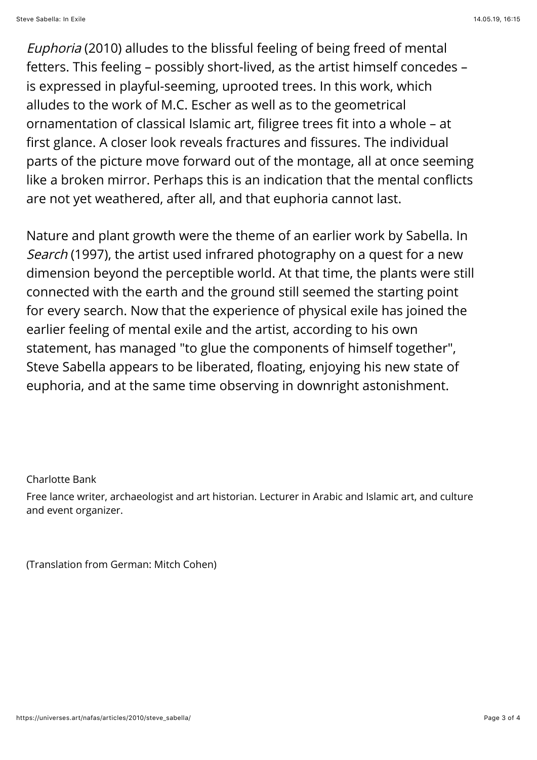*Euphoria* (2010) alludes to the blissful feeling of being freed of mental fetters. This feeling – possibly short-lived, as the artist himself concedes – is expressed in playful-seeming, uprooted trees. In this work, which alludes to the work of M.C. Escher as well as to the geometrical ornamentation of classical Islamic art, filigree trees fit into a whole – at first glance. A closer look reveals fractures and fissures. The individual parts of the picture move forward out of the montage, all at once seeming like a broken mirror. Perhaps this is an indication that the mental conflicts are not yet weathered, after all, and that euphoria cannot last.

Nature and plant growth were the theme of an earlier work by Sabella. In *Search* (1997), the artist used infrared photography on a quest for a new dimension beyond the perceptible world. At that time, the plants were still connected with the earth and the ground still seemed the starting point for every search. Now that the experience of physical exile has joined the earlier feeling of mental exile and the artist, according to his own statement, has managed "to glue the components of himself together", Steve Sabella appears to be liberated, floating, enjoying his new state of euphoria, and at the same time observing in downright astonishment.

Charlotte Bank

Free lance writer, archaeologist and art historian. Lecturer in Arabic and Islamic art, and culture and event organizer.

(Translation from German: Mitch Cohen)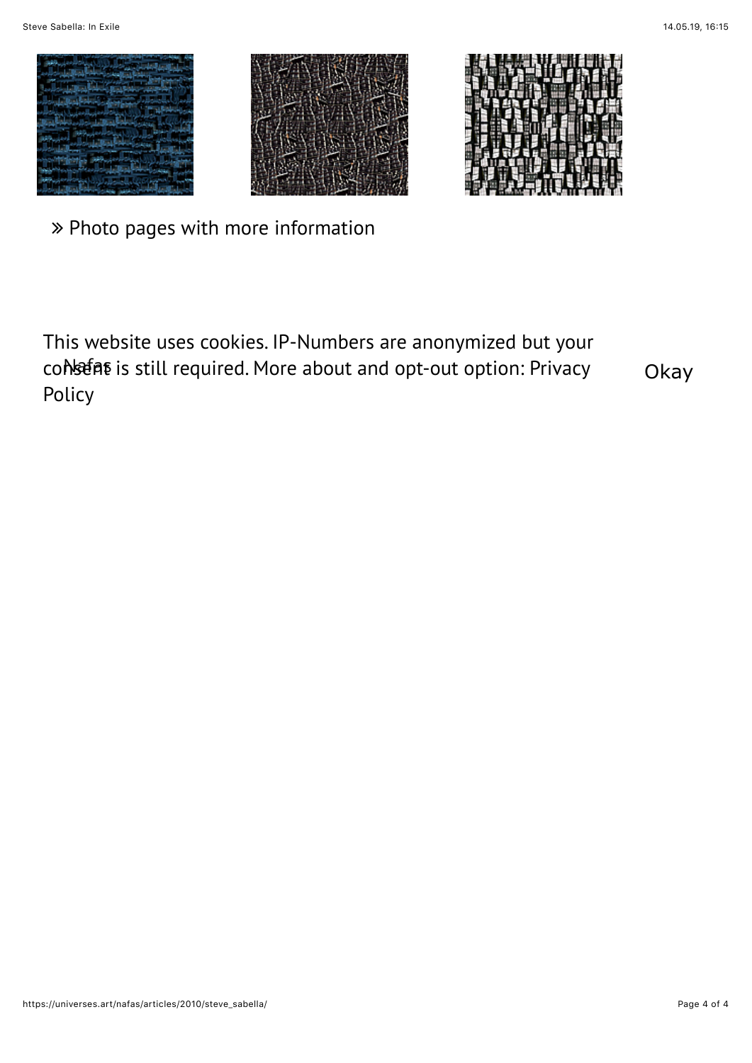» Photo pages with more information

This website uses cookies. IP-Numbers are anonymized but your consent is still required. More about and opt-out option: Privacy Policy

Okay

Nafas